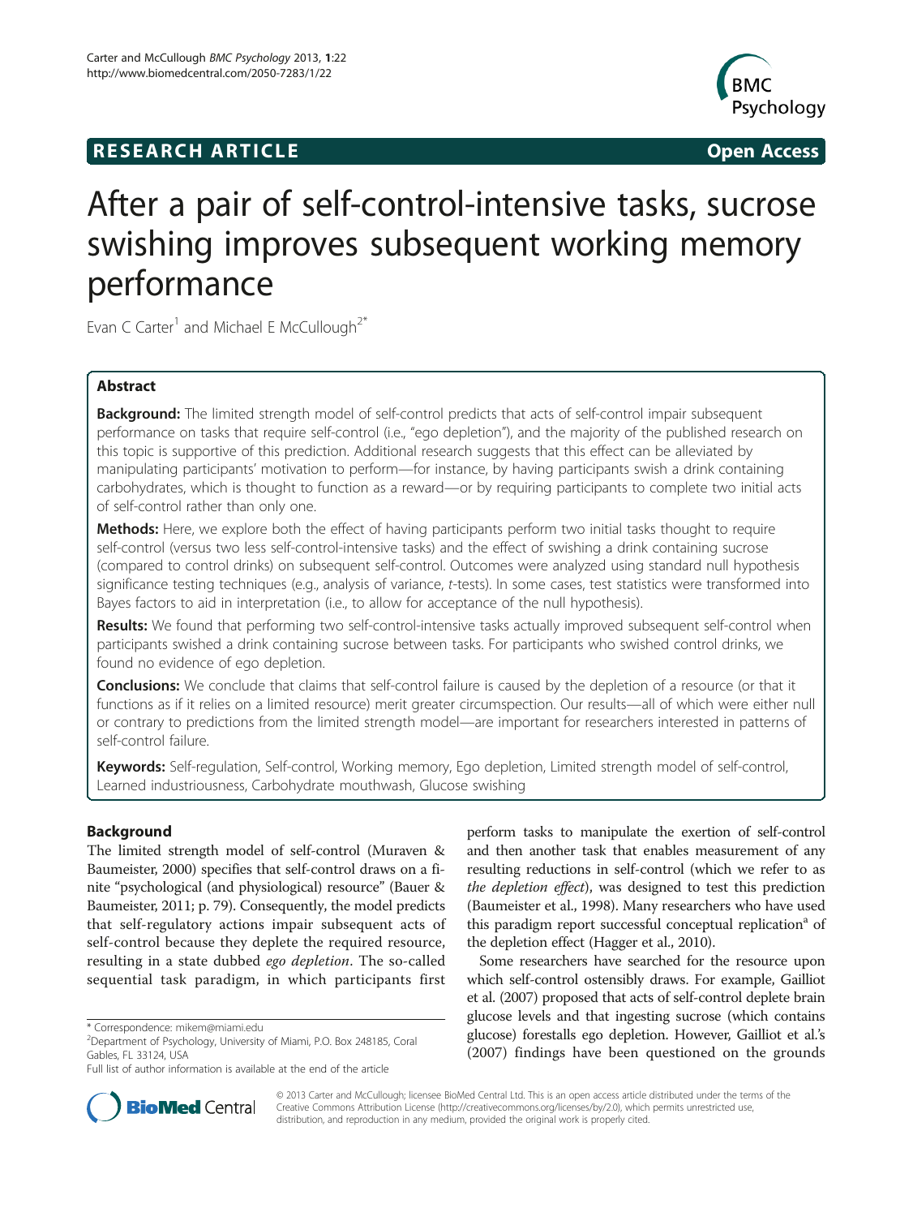**RESEARCH ARTICLE** **Open Access**

# After a pair of self-control-intensive tasks, sucrose swishing improves subsequent working memory performance

Evan C Carter[1] and Michael E McCullough[2*]

## Abstract

**Background:** The limited strength model of self-control predicts that acts of self-control impair subsequent performance on tasks that require self-control (i.e., "ego depletion"), and the majority of the published research on this topic is supportive of this prediction. Additional research suggests that this effect can be alleviated by manipulating participants' motivation to perform—for instance, by having participants swish a drink containing carbohydrates, which is thought to function as a reward—or by requiring participants to complete two initial acts of self-control rather than only one.

**Methods:** Here, we explore both the effect of having participants perform two initial tasks thought to require self-control (versus two less self-control-intensive tasks) and the effect of swishing a drink containing sucrose (compared to control drinks) on subsequent self-control. Outcomes were analyzed using standard null hypothesis significance testing techniques (e.g., analysis of variance, *t*-tests). In some cases, test statistics were transformed into Bayes factors to aid in interpretation (i.e., to allow for acceptance of the null hypothesis).

**Results:** We found that performing two self-control-intensive tasks actually improved subsequent self-control when participants swished a drink containing sucrose between tasks. For participants who swished control drinks, we found no evidence of ego depletion.

**Conclusions:** We conclude that claims that self-control failure is caused by the depletion of a resource (or that it functions as if it relies on a limited resource) merit greater circumspection. Our results—all of which were either null or contrary to predictions from the limited strength model—are important for researchers interested in patterns of self-control failure.

**Keywords:** Self-regulation, Self-control, Working memory, Ego depletion, Limited strength model of self-control, Learned industriousness, Carbohydrate mouthwash, Glucose swishing

## Background

The limited strength model of self-control (Muraven & Baumeister, 2000) specifies that self-control draws on a finite "psychological (and physiological) resource" (Bauer & Baumeister, 2011; p. 79). Consequently, the model predicts that self-regulatory actions impair subsequent acts of self-control because they deplete the required resource, resulting in a state dubbed *ego depletion*. The so-called sequential task paradigm, in which participants first perform tasks to manipulate the exertion of self-control and then another task that enables measurement of any resulting reductions in self-control (which we refer to as *the depletion effect*), was designed to test this prediction (Baumeister et al., 1998). Many researchers who have used this paradigm report successful conceptual replication[a] of the depletion effect (Hagger et al., 2010).

Some researchers have searched for the resource upon which self-control ostensibly draws. For example, Gailliot et al. (2007) proposed that acts of self-control deplete brain glucose levels and that ingesting sucrose (which contains glucose) forestalls ego depletion. However, Gailliot et al.'s (2007) findings have been questioned on the grounds

\* Correspondence: mikem@miami.edu
[2]Department of Psychology, University of Miami, P.O. Box 248185, Coral Gables, FL 33124, USA
Full list of author information is available at the end of the article

© 2013 Carter and McCullough; licensee BioMed Central Ltd. This is an open access article distributed under the terms of the Creative Commons Attribution License (http://creativecommons.org/licenses/by/2.0), which permits unrestricted use, distribution, and reproduction in any medium, provided the original work is properly cited.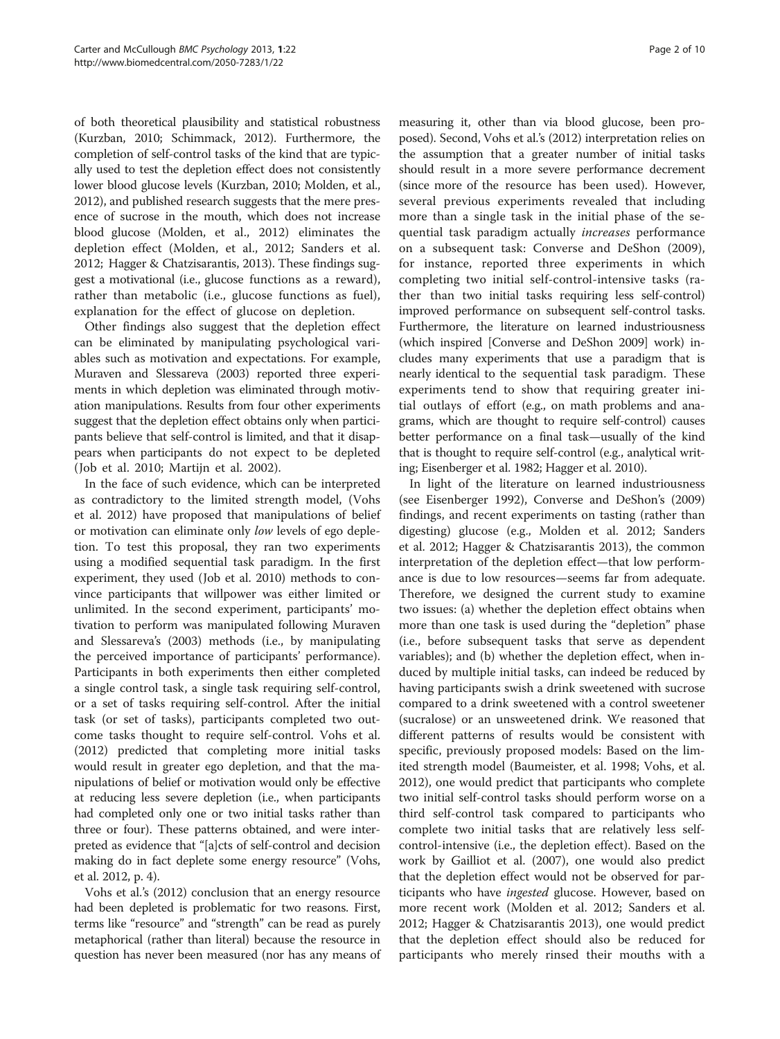of both theoretical plausibility and statistical robustness (Kurzban, 2010; Schimmack, 2012). Furthermore, the completion of self-control tasks of the kind that are typically used to test the depletion effect does not consistently lower blood glucose levels (Kurzban, 2010; Molden, et al., 2012), and published research suggests that the mere presence of sucrose in the mouth, which does not increase blood glucose (Molden, et al., 2012) eliminates the depletion effect (Molden, et al., 2012; Sanders et al. 2012; Hagger & Chatzisarantis, 2013). These findings suggest a motivational (i.e., glucose functions as a reward), rather than metabolic (i.e., glucose functions as fuel), explanation for the effect of glucose on depletion.

Other findings also suggest that the depletion effect can be eliminated by manipulating psychological variables such as motivation and expectations. For example, Muraven and Slessareva (2003) reported three experiments in which depletion was eliminated through motivation manipulations. Results from four other experiments suggest that the depletion effect obtains only when participants believe that self-control is limited, and that it disappears when participants do not expect to be depleted (Job et al. 2010; Martijn et al. 2002).

In the face of such evidence, which can be interpreted as contradictory to the limited strength model, (Vohs et al. 2012) have proposed that manipulations of belief or motivation can eliminate only *low* levels of ego depletion. To test this proposal, they ran two experiments using a modified sequential task paradigm. In the first experiment, they used (Job et al. 2010) methods to convince participants that willpower was either limited or unlimited. In the second experiment, participants' motivation to perform was manipulated following Muraven and Slessareva's (2003) methods (i.e., by manipulating the perceived importance of participants' performance). Participants in both experiments then either completed a single control task, a single task requiring self-control, or a set of tasks requiring self-control. After the initial task (or set of tasks), participants completed two outcome tasks thought to require self-control. Vohs et al. (2012) predicted that completing more initial tasks would result in greater ego depletion, and that the manipulations of belief or motivation would only be effective at reducing less severe depletion (i.e., when participants had completed only one or two initial tasks rather than three or four). These patterns obtained, and were interpreted as evidence that "[a]cts of self-control and decision making do in fact deplete some energy resource" (Vohs, et al. 2012, p. 4).

Vohs et al.'s (2012) conclusion that an energy resource had been depleted is problematic for two reasons. First, terms like "resource" and "strength" can be read as purely metaphorical (rather than literal) because the resource in question has never been measured (nor has any means of measuring it, other than via blood glucose, been proposed). Second, Vohs et al.'s (2012) interpretation relies on the assumption that a greater number of initial tasks should result in a more severe performance decrement (since more of the resource has been used). However, several previous experiments revealed that including more than a single task in the initial phase of the sequential task paradigm actually *increases* performance on a subsequent task: Converse and DeShon (2009), for instance, reported three experiments in which completing two initial self-control-intensive tasks (rather than two initial tasks requiring less self-control) improved performance on subsequent self-control tasks. Furthermore, the literature on learned industriousness (which inspired [Converse and DeShon 2009] work) includes many experiments that use a paradigm that is nearly identical to the sequential task paradigm. These experiments tend to show that requiring greater initial outlays of effort (e.g., on math problems and anagrams, which are thought to require self-control) causes better performance on a final task—usually of the kind that is thought to require self-control (e.g., analytical writing; Eisenberger et al. 1982; Hagger et al. 2010).

In light of the literature on learned industriousness (see Eisenberger 1992), Converse and DeShon's (2009) findings, and recent experiments on tasting (rather than digesting) glucose (e.g., Molden et al. 2012; Sanders et al. 2012; Hagger & Chatzisarantis 2013), the common interpretation of the depletion effect—that low performance is due to low resources—seems far from adequate. Therefore, we designed the current study to examine two issues: (a) whether the depletion effect obtains when more than one task is used during the "depletion" phase (i.e., before subsequent tasks that serve as dependent variables); and (b) whether the depletion effect, when induced by multiple initial tasks, can indeed be reduced by having participants swish a drink sweetened with sucrose compared to a drink sweetened with a control sweetener (sucralose) or an unsweetened drink. We reasoned that different patterns of results would be consistent with specific, previously proposed models: Based on the limited strength model (Baumeister, et al. 1998; Vohs, et al. 2012), one would predict that participants who complete two initial self-control tasks should perform worse on a third self-control task compared to participants who complete two initial tasks that are relatively less self-control-intensive (i.e., the depletion effect). Based on the work by Gailliot et al. (2007), one would also predict that the depletion effect would not be observed for participants who have *ingested* glucose. However, based on more recent work (Molden et al. 2012; Sanders et al. 2012; Hagger & Chatzisarantis 2013), one would predict that the depletion effect should also be reduced for participants who merely rinsed their mouths with a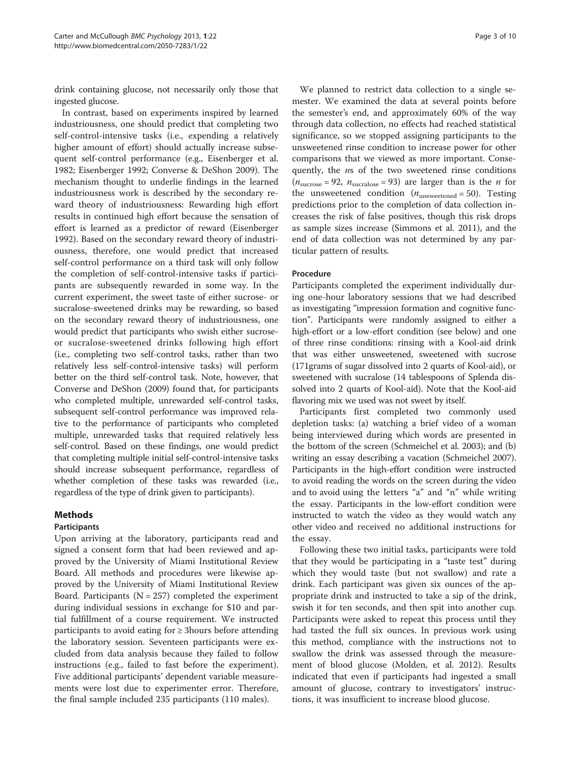drink containing glucose, not necessarily only those that ingested glucose.

In contrast, based on experiments inspired by learned industriousness, one should predict that completing two self-control-intensive tasks (i.e., expending a relatively higher amount of effort) should actually increase subsequent self-control performance (e.g., Eisenberger et al. 1982; Eisenberger 1992; Converse & DeShon 2009). The mechanism thought to underlie findings in the learned industriousness work is described by the secondary reward theory of industriousness: Rewarding high effort results in continued high effort because the sensation of effort is learned as a predictor of reward (Eisenberger 1992). Based on the secondary reward theory of industriousness, therefore, one would predict that increased self-control performance on a third task will only follow the completion of self-control-intensive tasks if participants are subsequently rewarded in some way. In the current experiment, the sweet taste of either sucrose- or sucralose-sweetened drinks may be rewarding, so based on the secondary reward theory of industriousness, one would predict that participants who swish either sucrose- or sucralose-sweetened drinks following high effort (i.e., completing two self-control tasks, rather than two relatively less self-control-intensive tasks) will perform better on the third self-control task. Note, however, that Converse and DeShon (2009) found that, for participants who completed multiple, unrewarded self-control tasks, subsequent self-control performance was improved relative to the performance of participants who completed multiple, unrewarded tasks that required relatively less self-control. Based on these findings, one would predict that completing multiple initial self-control-intensive tasks should increase subsequent performance, regardless of whether completion of these tasks was rewarded (i.e., regardless of the type of drink given to participants).

## Methods

### Participants

Upon arriving at the laboratory, participants read and signed a consent form that had been reviewed and approved by the University of Miami Institutional Review Board. All methods and procedures were likewise approved by the University of Miami Institutional Review Board. Participants ($N = 257$) completed the experiment during individual sessions in exchange for $10 and partial fulfillment of a course requirement. We instructed participants to avoid eating for ≥ 3hours before attending the laboratory session. Seventeen participants were excluded from data analysis because they failed to follow instructions (e.g., failed to fast before the experiment). Five additional participants' dependent variable measurements were lost due to experimenter error. Therefore, the final sample included 235 participants (110 males).

We planned to restrict data collection to a single semester. We examined the data at several points before the semester's end, and approximately 60% of the way through data collection, no effects had reached statistical significance, so we stopped assigning participants to the unsweetened rinse condition to increase power for other comparisons that we viewed as more important. Consequently, the *n*s of the two sweetened rinse conditions ($n_{\text{sucrose}} = 92$, $n_{\text{sucralose}} = 93$) are larger than is the *n* for the unsweetened condition ($n_{\text{unsweetened}} = 50$). Testing predictions prior to the completion of data collection increases the risk of false positives, though this risk drops as sample sizes increase (Simmons et al. 2011), and the end of data collection was not determined by any particular pattern of results.

### Procedure

Participants completed the experiment individually during one-hour laboratory sessions that we had described as investigating "impression formation and cognitive function". Participants were randomly assigned to either a high-effort or a low-effort condition (see below) and one of three rinse conditions: rinsing with a Kool-aid drink that was either unsweetened, sweetened with sucrose (171grams of sugar dissolved into 2 quarts of Kool-aid), or sweetened with sucralose (14 tablespoons of Splenda dissolved into 2 quarts of Kool-aid). Note that the Kool-aid flavoring mix we used was not sweet by itself.

Participants first completed two commonly used depletion tasks: (a) watching a brief video of a woman being interviewed during which words are presented in the bottom of the screen (Schmeichel et al. 2003); and (b) writing an essay describing a vacation (Schmeichel 2007). Participants in the high-effort condition were instructed to avoid reading the words on the screen during the video and to avoid using the letters "a" and "n" while writing the essay. Participants in the low-effort condition were instructed to watch the video as they would watch any other video and received no additional instructions for the essay.

Following these two initial tasks, participants were told that they would be participating in a "taste test" during which they would taste (but not swallow) and rate a drink. Each participant was given six ounces of the appropriate drink and instructed to take a sip of the drink, swish it for ten seconds, and then spit into another cup. Participants were asked to repeat this process until they had tasted the full six ounces. In previous work using this method, compliance with the instructions not to swallow the drink was assessed through the measurement of blood glucose (Molden, et al. 2012). Results indicated that even if participants had ingested a small amount of glucose, contrary to investigators' instructions, it was insufficient to increase blood glucose.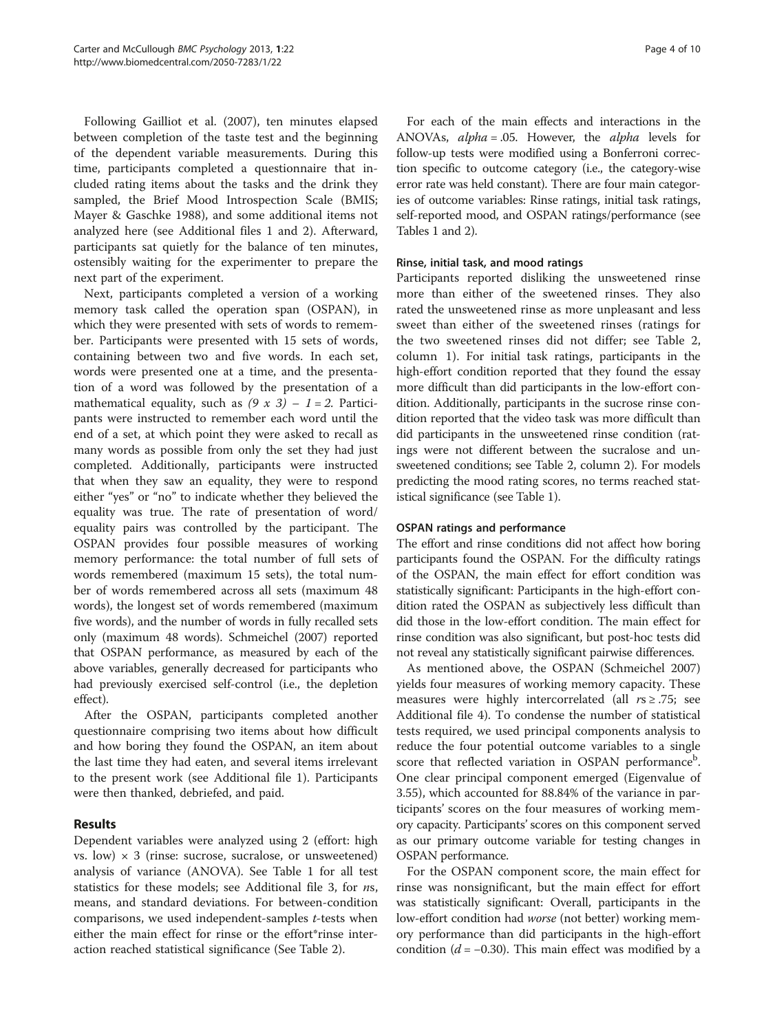Following Gailliot et al. (2007), ten minutes elapsed between completion of the taste test and the beginning of the dependent variable measurements. During this time, participants completed a questionnaire that included rating items about the tasks and the drink they sampled, the Brief Mood Introspection Scale (BMIS; Mayer & Gaschke 1988), and some additional items not analyzed here (see Additional files 1 and 2). Afterward, participants sat quietly for the balance of ten minutes, ostensibly waiting for the experimenter to prepare the next part of the experiment.

Next, participants completed a version of a working memory task called the operation span (OSPAN), in which they were presented with sets of words to remember. Participants were presented with 15 sets of words, containing between two and five words. In each set, words were presented one at a time, and the presentation of a word was followed by the presentation of a mathematical equality, such as $(9 \times 3) - 1 = 2$. Participants were instructed to remember each word until the end of a set, at which point they were asked to recall as many words as possible from only the set they had just completed. Additionally, participants were instructed that when they saw an equality, they were to respond either "yes" or "no" to indicate whether they believed the equality was true. The rate of presentation of word/equality pairs was controlled by the participant. The OSPAN provides four possible measures of working memory performance: the total number of full sets of words remembered (maximum 15 sets), the total number of words remembered across all sets (maximum 48 words), the longest set of words remembered (maximum five words), and the number of words in fully recalled sets only (maximum 48 words). Schmeichel (2007) reported that OSPAN performance, as measured by each of the above variables, generally decreased for participants who had previously exercised self-control (i.e., the depletion effect).

After the OSPAN, participants completed another questionnaire comprising two items about how difficult and how boring they found the OSPAN, an item about the last time they had eaten, and several items irrelevant to the present work (see Additional file 1). Participants were then thanked, debriefed, and paid.

## Results

Dependent variables were analyzed using 2 (effort: high vs. low) × 3 (rinse: sucrose, sucralose, or unsweetened) analysis of variance (ANOVA). See Table 1 for all test statistics for these models; see Additional file 3, for *n*s, means, and standard deviations. For between-condition comparisons, we used independent-samples *t*-tests when either the main effect for rinse or the effort*rinse interaction reached statistical significance (See Table 2).

For each of the main effects and interactions in the ANOVAs, *alpha* = .05. However, the *alpha* levels for follow-up tests were modified using a Bonferroni correction specific to outcome category (i.e., the category-wise error rate was held constant). There are four main categories of outcome variables: Rinse ratings, initial task ratings, self-reported mood, and OSPAN ratings/performance (see Tables 1 and 2).

### Rinse, initial task, and mood ratings

Participants reported disliking the unsweetened rinse more than either of the sweetened rinses. They also rated the unsweetened rinse as more unpleasant and less sweet than either of the sweetened rinses (ratings for the two sweetened rinses did not differ; see Table 2, column 1). For initial task ratings, participants in the high-effort condition reported that they found the essay more difficult than did participants in the low-effort condition. Additionally, participants in the sucrose rinse condition reported that the video task was more difficult than did participants in the unsweetened rinse condition (ratings were not different between the sucralose and unsweetened conditions; see Table 2, column 2). For models predicting the mood rating scores, no terms reached statistical significance (see Table 1).

### OSPAN ratings and performance

The effort and rinse conditions did not affect how boring participants found the OSPAN. For the difficulty ratings of the OSPAN, the main effect for effort condition was statistically significant: Participants in the high-effort condition rated the OSPAN as subjectively less difficult than did those in the low-effort condition. The main effect for rinse condition was also significant, but post-hoc tests did not reveal any statistically significant pairwise differences.

As mentioned above, the OSPAN (Schmeichel 2007) yields four measures of working memory capacity. These measures were highly intercorrelated (all $r\text{s} \geq .75$; see Additional file 4). To condense the number of statistical tests required, we used principal components analysis to reduce the four potential outcome variables to a single score that reflected variation in OSPAN performance[b]. One clear principal component emerged (Eigenvalue of 3.55), which accounted for 88.84% of the variance in participants' scores on the four measures of working memory capacity. Participants' scores on this component served as our primary outcome variable for testing changes in OSPAN performance.

For the OSPAN component score, the main effect for rinse was nonsignificant, but the main effect for effort was statistically significant: Overall, participants in the low-effort condition had *worse* (not better) working memory performance than did participants in the high-effort condition ($d = -0.30$). This main effect was modified by a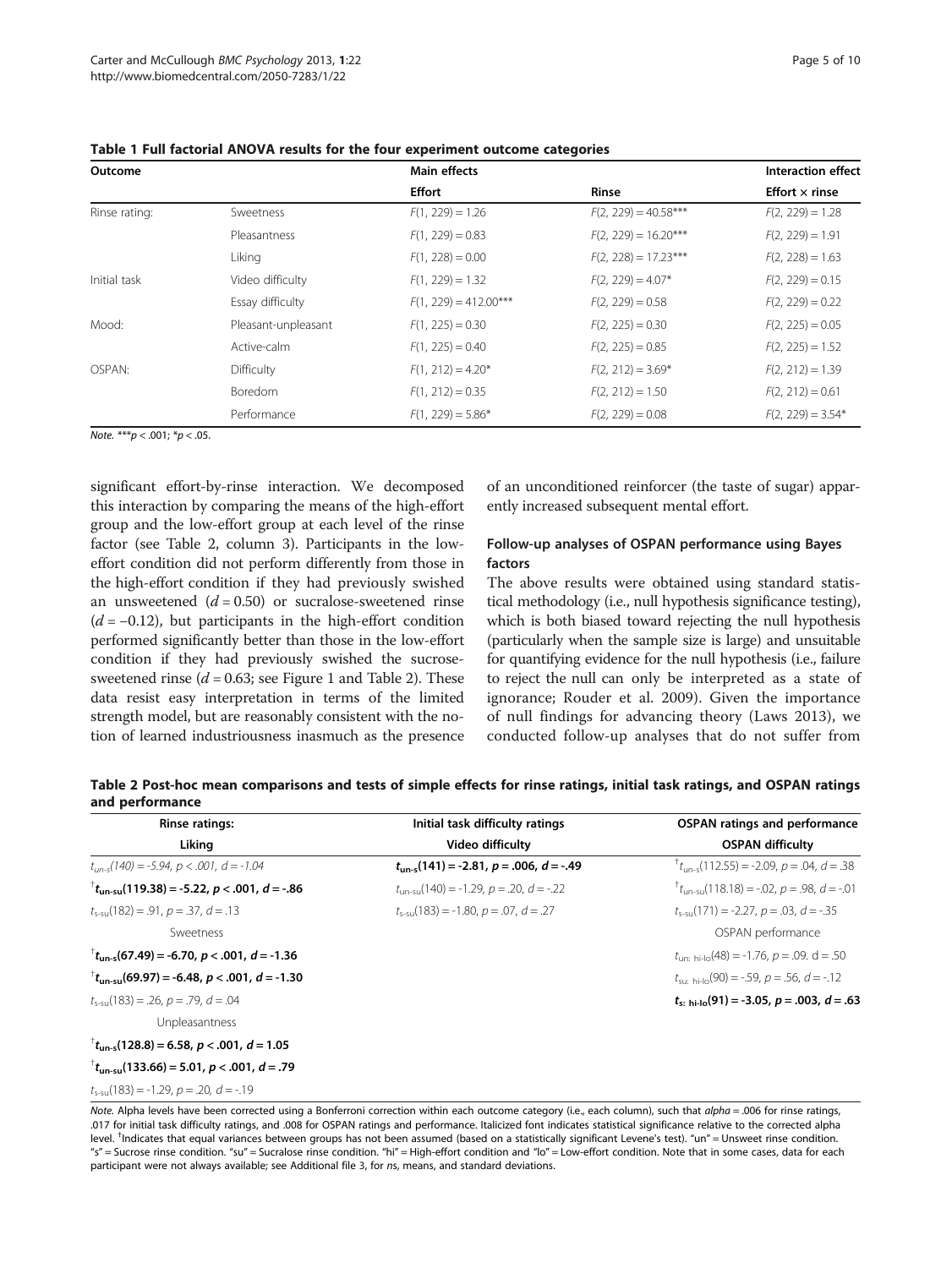**Table 1 Full factorial ANOVA results for the four experiment outcome categories**

| Outcome | | Main effects | | Interaction effect |
|---|---|---|---|---|
| | | Effort | Rinse | Effort × rinse |
| Rinse rating: | Sweetness | $F(1, 229) = 1.26$ | $F(2, 229) = 40.58$*** | $F(2, 229) = 1.28$ |
| | Pleasantness | $F(1, 229) = 0.83$ | $F(2, 229) = 16.20$*** | $F(2, 229) = 1.91$ |
| | Liking | $F(1, 228) = 0.00$ | $F(2, 228) = 17.23$*** | $F(2, 228) = 1.63$ |
| Initial task | Video difficulty | $F(1, 229) = 1.32$ | $F(2, 229) = 4.07$* | $F(2, 229) = 0.15$ |
| | Essay difficulty | $F(1, 229) = 412.00$*** | $F(2, 229) = 0.58$ | $F(2, 229) = 0.22$ |
| Mood: | Pleasant-unpleasant | $F(1, 225) = 0.30$ | $F(2, 225) = 0.30$ | $F(2, 225) = 0.05$ |
| | Active-calm | $F(1, 225) = 0.40$ | $F(2, 225) = 0.85$ | $F(2, 225) = 1.52$ |
| OSPAN: | Difficulty | $F(1, 212) = 4.20$* | $F(2, 212) = 3.69$* | $F(2, 212) = 1.39$ |
| | Boredom | $F(1, 212) = 0.35$ | $F(2, 212) = 1.50$ | $F(2, 212) = 0.61$ |
| | Performance | $F(1, 229) = 5.86$* | $F(2, 229) = 0.08$ | $F(2, 229) = 3.54$* |

*Note.* ***$p < .001$; *$p < .05$.

significant effort-by-rinse interaction. We decomposed this interaction by comparing the means of the high-effort group and the low-effort group at each level of the rinse factor (see Table 2, column 3). Participants in the low-effort condition did not perform differently from those in the high-effort condition if they had previously swished an unsweetened ($d = 0.50$) or sucralose-sweetened rinse ($d = -0.12$), but participants in the high-effort condition performed significantly better than those in the low-effort condition if they had previously swished the sucrose-sweetened rinse ($d = 0.63$; see Figure 1 and Table 2). These data resist easy interpretation in terms of the limited strength model, but are reasonably consistent with the notion of learned industriousness inasmuch as the presence of an unconditioned reinforcer (the taste of sugar) apparently increased subsequent mental effort.

### Follow-up analyses of OSPAN performance using Bayes factors

The above results were obtained using standard statistical methodology (i.e., null hypothesis significance testing), which is both biased toward rejecting the null hypothesis (particularly when the sample size is large) and unsuitable for quantifying evidence for the null hypothesis (i.e., failure to reject the null can only be interpreted as a state of ignorance; Rouder et al. 2009). Given the importance of null findings for advancing theory (Laws 2013), we conducted follow-up analyses that do not suffer from

**Table 2 Post-hoc mean comparisons and tests of simple effects for rinse ratings, initial task ratings, and OSPAN ratings and performance**

| Rinse ratings: | Initial task difficulty ratings | OSPAN ratings and performance |
|---|---|---|
| Liking | Video difficulty | OSPAN difficulty |
| *$t_{un\text{-}s}(140) = -5.94$, $p < .001$, $d = -1.04$* | **$t_{un\text{-}s}(141) = -2.81$, $p = .006$, $d = -.49$** | †$t_{un\text{-}s}(112.55) = -2.09$, $p = .04$, $d = .38$ |
| †**$t_{un\text{-}su}(119.38) = -5.22$, $p < .001$, $d = -.86$** | $t_{un\text{-}su}(140) = -1.29$, $p = .20$, $d = -.22$ | †$t_{un\text{-}su}(118.18) = -.02$, $p = .98$, $d = -.01$ |
| $t_{s\text{-}su}(182) = .91$, $p = .37$, $d = .13$ | $t_{s\text{-}su}(183) = -1.80$, $p = .07$, $d = .27$ | $t_{s\text{-}su}(171) = -2.27$, $p = .03$, $d = -.35$ |
| Sweetness | | OSPAN performance |
| †**$t_{un\text{-}s}(67.49) = -6.70$, $p < .001$, $d = -1.36$** | | $t_{un:\ hi\text{-}lo}(48) = -1.76$, $p = .09$. $d = .50$ |
| †**$t_{un\text{-}su}(69.97) = -6.48$, $p < .001$, $d = -1.30$** | | $t_{su:\ hi\text{-}lo}(90) = -.59$, $p = .56$, $d = -.12$ |
| $t_{s\text{-}su}(183) = .26$, $p = .79$, $d = .04$ | | **$t_{s:\ hi\text{-}lo}(91) = -3.05$, $p = .003$, $d = .63$** |
| Unpleasantness | | |
| †**$t_{un\text{-}s}(128.8) = 6.58$, $p < .001$, $d = 1.05$** | | |
| †**$t_{un\text{-}su}(133.66) = 5.01$, $p < .001$, $d = .79$** | | |
| $t_{s\text{-}su}(183) = -1.29$, $p = .20$, $d = -.19$ | | |

*Note.* Alpha levels have been corrected using a Bonferroni correction within each outcome category (i.e., each column), such that *alpha* = .006 for rinse ratings, .017 for initial task difficulty ratings, and .008 for OSPAN ratings and performance. Italicized font indicates statistical significance relative to the corrected alpha level. †Indicates that equal variances between groups has not been assumed (based on a statistically significant Levene's test). "un" = Unsweet rinse condition. "s" = Sucrose rinse condition. "su" = Sucralose rinse condition. "hi" = High-effort condition and "lo" = Low-effort condition. Note that in some cases, data for each participant were not always available; see Additional file 3, for *n*s, means, and standard deviations.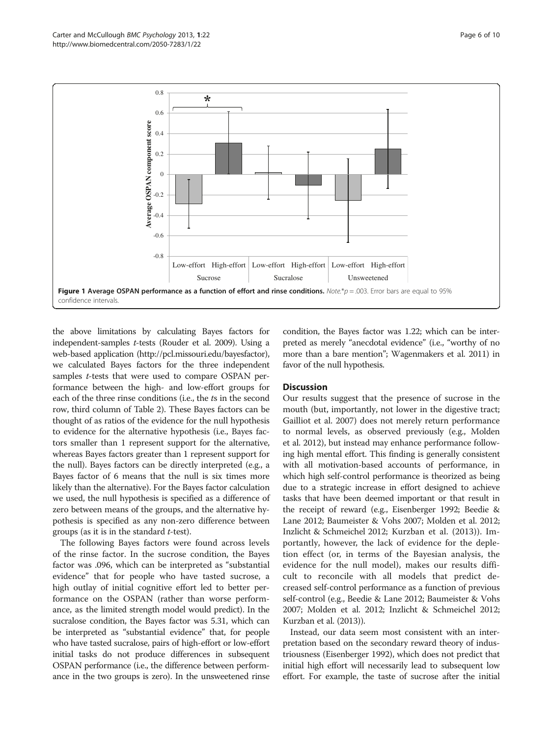**Figure 1 Average OSPAN performance as a function of effort and rinse conditions.** *Note.**$p = .003$. Error bars are equal to 95% confidence intervals.

the above limitations by calculating Bayes factors for independent-samples *t*-tests (Rouder et al. 2009). Using a web-based application (http://pcl.missouri.edu/bayesfactor), we calculated Bayes factors for the three independent samples *t*-tests that were used to compare OSPAN performance between the high- and low-effort groups for each of the three rinse conditions (i.e., the *t*s in the second row, third column of Table 2). These Bayes factors can be thought of as ratios of the evidence for the null hypothesis to evidence for the alternative hypothesis (i.e., Bayes factors smaller than 1 represent support for the alternative, whereas Bayes factors greater than 1 represent support for the null). Bayes factors can be directly interpreted (e.g., a Bayes factor of 6 means that the null is six times more likely than the alternative). For the Bayes factor calculation we used, the null hypothesis is specified as a difference of zero between means of the groups, and the alternative hypothesis is specified as any non-zero difference between groups (as it is in the standard *t*-test).

The following Bayes factors were found across levels of the rinse factor. In the sucrose condition, the Bayes factor was .096, which can be interpreted as "substantial evidence" that for people who have tasted sucrose, a high outlay of initial cognitive effort led to better performance on the OSPAN (rather than worse performance, as the limited strength model would predict). In the sucralose condition, the Bayes factor was 5.31, which can be interpreted as "substantial evidence" that, for people who have tasted sucralose, pairs of high-effort or low-effort initial tasks do not produce differences in subsequent OSPAN performance (i.e., the difference between performance in the two groups is zero). In the unsweetened rinse condition, the Bayes factor was 1.22; which can be interpreted as merely "anecdotal evidence" (i.e., "worthy of no more than a bare mention"; Wagenmakers et al. 2011) in favor of the null hypothesis.

## Discussion

Our results suggest that the presence of sucrose in the mouth (but, importantly, not lower in the digestive tract; Gailliot et al. 2007) does not merely return performance to normal levels, as observed previously (e.g., Molden et al. 2012), but instead may enhance performance following high mental effort. This finding is generally consistent with all motivation-based accounts of performance, in which high self-control performance is theorized as being due to a strategic increase in effort designed to achieve tasks that have been deemed important or that result in the receipt of reward (e.g., Eisenberger 1992; Beedie & Lane 2012; Baumeister & Vohs 2007; Molden et al. 2012; Inzlicht & Schmeichel 2012; Kurzban et al. (2013)). Importantly, however, the lack of evidence for the depletion effect (or, in terms of the Bayesian analysis, the evidence for the null model), makes our results difficult to reconcile with all models that predict decreased self-control performance as a function of previous self-control (e.g., Beedie & Lane 2012; Baumeister & Vohs 2007; Molden et al. 2012; Inzlicht & Schmeichel 2012; Kurzban et al. (2013)).

Instead, our data seem most consistent with an interpretation based on the secondary reward theory of industriousness (Eisenberger 1992), which does not predict that initial high effort will necessarily lead to subsequent low effort. For example, the taste of sucrose after the initial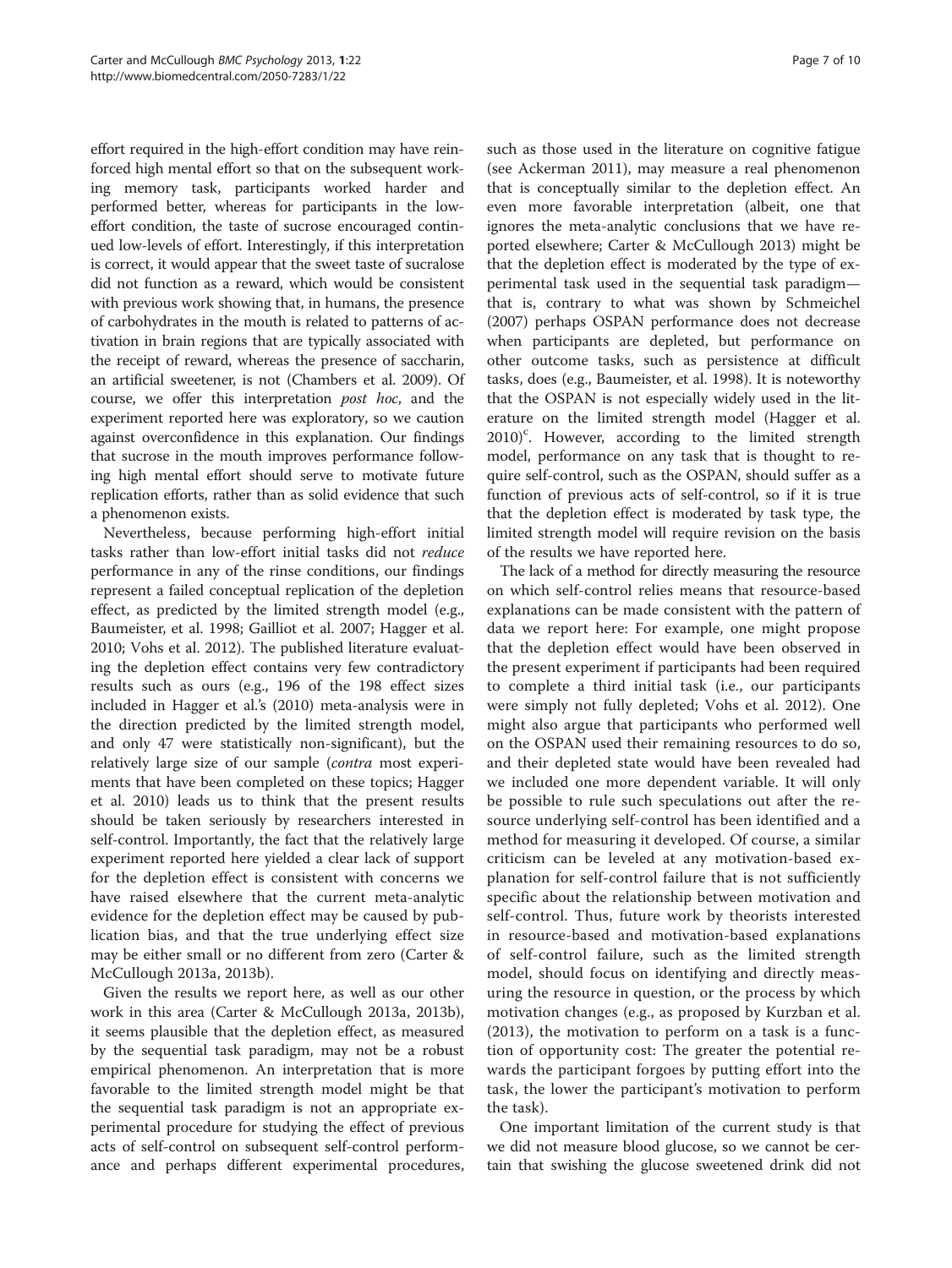effort required in the high-effort condition may have reinforced high mental effort so that on the subsequent working memory task, participants worked harder and performed better, whereas for participants in the low-effort condition, the taste of sucrose encouraged continued low-levels of effort. Interestingly, if this interpretation is correct, it would appear that the sweet taste of sucralose did not function as a reward, which would be consistent with previous work showing that, in humans, the presence of carbohydrates in the mouth is related to patterns of activation in brain regions that are typically associated with the receipt of reward, whereas the presence of saccharin, an artificial sweetener, is not (Chambers et al. 2009). Of course, we offer this interpretation *post hoc*, and the experiment reported here was exploratory, so we caution against overconfidence in this explanation. Our findings that sucrose in the mouth improves performance following high mental effort should serve to motivate future replication efforts, rather than as solid evidence that such a phenomenon exists.

Nevertheless, because performing high-effort initial tasks rather than low-effort initial tasks did not *reduce* performance in any of the rinse conditions, our findings represent a failed conceptual replication of the depletion effect, as predicted by the limited strength model (e.g., Baumeister, et al. 1998; Gailliot et al. 2007; Hagger et al. 2010; Vohs et al. 2012). The published literature evaluating the depletion effect contains very few contradictory results such as ours (e.g., 196 of the 198 effect sizes included in Hagger et al.'s (2010) meta-analysis were in the direction predicted by the limited strength model, and only 47 were statistically non-significant), but the relatively large size of our sample (*contra* most experiments that have been completed on these topics; Hagger et al. 2010) leads us to think that the present results should be taken seriously by researchers interested in self-control. Importantly, the fact that the relatively large experiment reported here yielded a clear lack of support for the depletion effect is consistent with concerns we have raised elsewhere that the current meta-analytic evidence for the depletion effect may be caused by publication bias, and that the true underlying effect size may be either small or no different from zero (Carter & McCullough 2013a, 2013b).

Given the results we report here, as well as our other work in this area (Carter & McCullough 2013a, 2013b), it seems plausible that the depletion effect, as measured by the sequential task paradigm, may not be a robust empirical phenomenon. An interpretation that is more favorable to the limited strength model might be that the sequential task paradigm is not an appropriate experimental procedure for studying the effect of previous acts of self-control on subsequent self-control performance and perhaps different experimental procedures, such as those used in the literature on cognitive fatigue (see Ackerman 2011), may measure a real phenomenon that is conceptually similar to the depletion effect. An even more favorable interpretation (albeit, one that ignores the meta-analytic conclusions that we have reported elsewhere; Carter & McCullough 2013) might be that the depletion effect is moderated by the type of experimental task used in the sequential task paradigm—that is, contrary to what was shown by Schmeichel (2007) perhaps OSPAN performance does not decrease when participants are depleted, but performance on other outcome tasks, such as persistence at difficult tasks, does (e.g., Baumeister, et al. 1998). It is noteworthy that the OSPAN is not especially widely used in the literature on the limited strength model (Hagger et al. 2010)[c]. However, according to the limited strength model, performance on any task that is thought to require self-control, such as the OSPAN, should suffer as a function of previous acts of self-control, so if it is true that the depletion effect is moderated by task type, the limited strength model will require revision on the basis of the results we have reported here.

The lack of a method for directly measuring the resource on which self-control relies means that resource-based explanations can be made consistent with the pattern of data we report here: For example, one might propose that the depletion effect would have been observed in the present experiment if participants had been required to complete a third initial task (i.e., our participants were simply not fully depleted; Vohs et al. 2012). One might also argue that participants who performed well on the OSPAN used their remaining resources to do so, and their depleted state would have been revealed had we included one more dependent variable. It will only be possible to rule such speculations out after the resource underlying self-control has been identified and a method for measuring it developed. Of course, a similar criticism can be leveled at any motivation-based explanation for self-control failure that is not sufficiently specific about the relationship between motivation and self-control. Thus, future work by theorists interested in resource-based and motivation-based explanations of self-control failure, such as the limited strength model, should focus on identifying and directly measuring the resource in question, or the process by which motivation changes (e.g., as proposed by Kurzban et al. (2013), the motivation to perform on a task is a function of opportunity cost: The greater the potential rewards the participant forgoes by putting effort into the task, the lower the participant's motivation to perform the task).

One important limitation of the current study is that we did not measure blood glucose, so we cannot be certain that swishing the glucose sweetened drink did not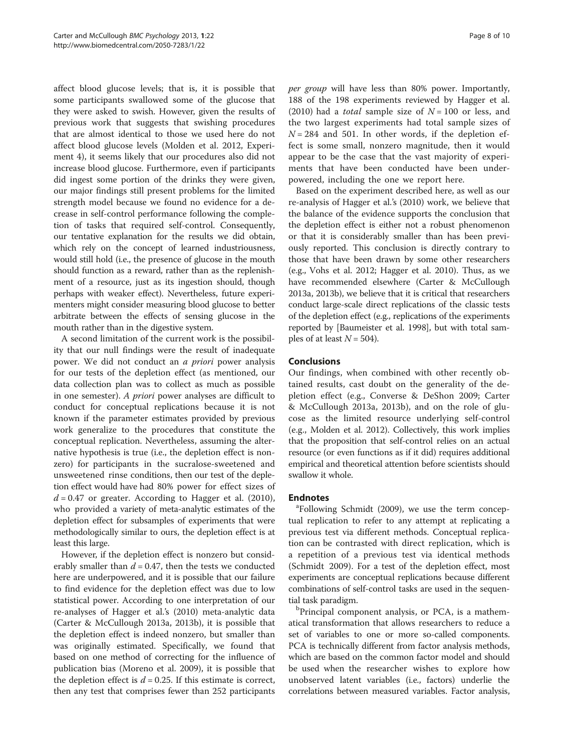affect blood glucose levels; that is, it is possible that some participants swallowed some of the glucose that they were asked to swish. However, given the results of previous work that suggests that swishing procedures that are almost identical to those we used here do not affect blood glucose levels (Molden et al. 2012, Experiment 4), it seems likely that our procedures also did not increase blood glucose. Furthermore, even if participants did ingest some portion of the drinks they were given, our major findings still present problems for the limited strength model because we found no evidence for a decrease in self-control performance following the completion of tasks that required self-control. Consequently, our tentative explanation for the results we did obtain, which rely on the concept of learned industriousness, would still hold (i.e., the presence of glucose in the mouth should function as a reward, rather than as the replenishment of a resource, just as its ingestion should, though perhaps with weaker effect). Nevertheless, future experimenters might consider measuring blood glucose to better arbitrate between the effects of sensing glucose in the mouth rather than in the digestive system.

A second limitation of the current work is the possibility that our null findings were the result of inadequate power. We did not conduct an *a priori* power analysis for our tests of the depletion effect (as mentioned, our data collection plan was to collect as much as possible in one semester). *A priori* power analyses are difficult to conduct for conceptual replications because it is not known if the parameter estimates provided by previous work generalize to the procedures that constitute the conceptual replication. Nevertheless, assuming the alternative hypothesis is true (i.e., the depletion effect is nonzero) for participants in the sucralose-sweetened and unsweetened rinse conditions, then our test of the depletion effect would have had 80% power for effect sizes of $d = 0.47$ or greater. According to Hagger et al. (2010), who provided a variety of meta-analytic estimates of the depletion effect for subsamples of experiments that were methodologically similar to ours, the depletion effect is at least this large.

However, if the depletion effect is nonzero but considerably smaller than $d = 0.47$, then the tests we conducted here are underpowered, and it is possible that our failure to find evidence for the depletion effect was due to low statistical power. According to one interpretation of our re-analyses of Hagger et al.'s (2010) meta-analytic data (Carter & McCullough 2013a, 2013b), it is possible that the depletion effect is indeed nonzero, but smaller than was originally estimated. Specifically, we found that based on one method of correcting for the influence of publication bias (Moreno et al. 2009), it is possible that the depletion effect is $d = 0.25$. If this estimate is correct, then any test that comprises fewer than 252 participants *per group* will have less than 80% power. Importantly, 188 of the 198 experiments reviewed by Hagger et al. (2010) had a *total* sample size of $N = 100$ or less, and the two largest experiments had total sample sizes of $N = 284$ and 501. In other words, if the depletion effect is some small, nonzero magnitude, then it would appear to be the case that the vast majority of experiments that have been conducted have been underpowered, including the one we report here.

Based on the experiment described here, as well as our re-analysis of Hagger et al.'s (2010) work, we believe that the balance of the evidence supports the conclusion that the depletion effect is either not a robust phenomenon or that it is considerably smaller than has been previously reported. This conclusion is directly contrary to those that have been drawn by some other researchers (e.g., Vohs et al. 2012; Hagger et al. 2010). Thus, as we have recommended elsewhere (Carter & McCullough 2013a, 2013b), we believe that it is critical that researchers conduct large-scale direct replications of the classic tests of the depletion effect (e.g., replications of the experiments reported by [Baumeister et al. 1998], but with total samples of at least $N = 504$).

## Conclusions

Our findings, when combined with other recently obtained results, cast doubt on the generality of the depletion effect (e.g., Converse & DeShon 2009; Carter & McCullough 2013a, 2013b), and on the role of glucose as the limited resource underlying self-control (e.g., Molden et al. 2012). Collectively, this work implies that the proposition that self-control relies on an actual resource (or even functions as if it did) requires additional empirical and theoretical attention before scientists should swallow it whole.

## Endnotes

[a]Following Schmidt (2009), we use the term conceptual replication to refer to any attempt at replicating a previous test via different methods. Conceptual replication can be contrasted with direct replication, which is a repetition of a previous test via identical methods (Schmidt 2009). For a test of the depletion effect, most experiments are conceptual replications because different combinations of self-control tasks are used in the sequential task paradigm.

[b]Principal component analysis, or PCA, is a mathematical transformation that allows researchers to reduce a set of variables to one or more so-called components. PCA is technically different from factor analysis methods, which are based on the common factor model and should be used when the researcher wishes to explore how unobserved latent variables (i.e., factors) underlie the correlations between measured variables. Factor analysis,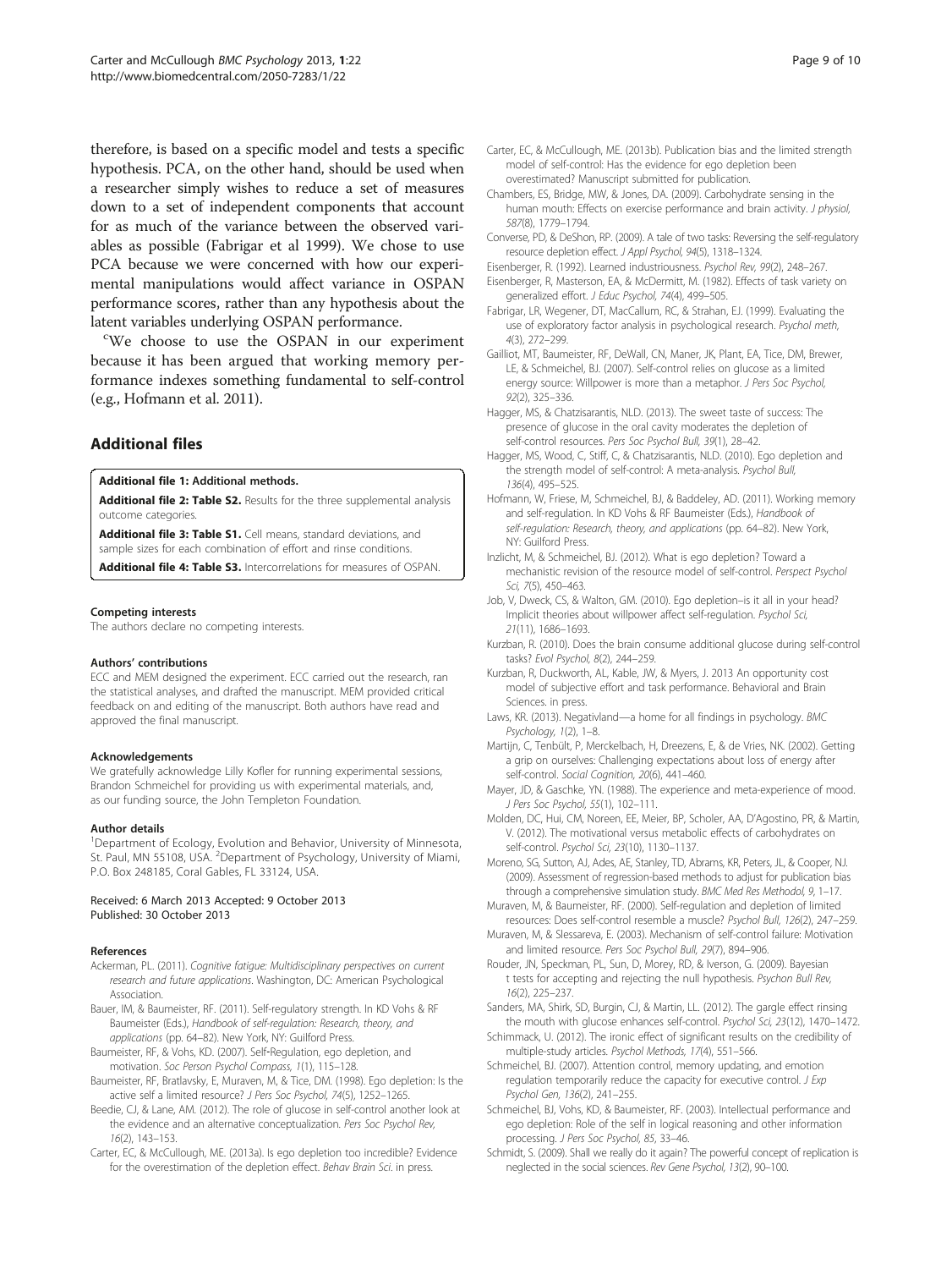therefore, is based on a specific model and tests a specific hypothesis. PCA, on the other hand, should be used when a researcher simply wishes to reduce a set of measures down to a set of independent components that account for as much of the variance between the observed variables as possible (Fabrigar et al 1999). We chose to use PCA because we were concerned with how our experimental manipulations would affect variance in OSPAN performance scores, rather than any hypothesis about the latent variables underlying OSPAN performance.

[c]We choose to use the OSPAN in our experiment because it has been argued that working memory performance indexes something fundamental to self-control (e.g., Hofmann et al. 2011).

## Additional files

**Additional file 1: Additional methods.**

**Additional file 2: Table S2.** Results for the three supplemental analysis outcome categories.

**Additional file 3: Table S1.** Cell means, standard deviations, and sample sizes for each combination of effort and rinse conditions.

**Additional file 4: Table S3.** Intercorrelations for measures of OSPAN.

#### Competing interests

The authors declare no competing interests.

#### Authors' contributions

ECC and MEM designed the experiment. ECC carried out the research, ran the statistical analyses, and drafted the manuscript. MEM provided critical feedback on and editing of the manuscript. Both authors have read and approved the final manuscript.

#### Acknowledgements

We gratefully acknowledge Lilly Kofler for running experimental sessions, Brandon Schmeichel for providing us with experimental materials, and, as our funding source, the John Templeton Foundation.

#### Author details

[1]Department of Ecology, Evolution and Behavior, University of Minnesota, St. Paul, MN 55108, USA. [2]Department of Psychology, University of Miami, P.O. Box 248185, Coral Gables, FL 33124, USA.

Received: 6 March 2013 Accepted: 9 October 2013
Published: 30 October 2013

#### References

Ackerman, PL. (2011). *Cognitive fatigue: Multidisciplinary perspectives on current research and future applications*. Washington, DC: American Psychological Association.

Bauer, IM, & Baumeister, RF. (2011). Self-regulatory strength. In KD Vohs & RF Baumeister (Eds.), *Handbook of self-regulation: Research, theory, and applications* (pp. 64–82). New York, NY: Guilford Press.

Baumeister, RF, & Vohs, KD. (2007). Self-Regulation, ego depletion, and motivation. *Soc Person Psychol Compass, 1*(1), 115–128.

Baumeister, RF, Bratlavsky, E, Muraven, M, & Tice, DM. (1998). Ego depletion: Is the active self a limited resource? *J Pers Soc Psychol, 74*(5), 1252–1265.

Beedie, CJ, & Lane, AM. (2012). The role of glucose in self-control another look at the evidence and an alternative conceptualization. *Pers Soc Psychol Rev, 16*(2), 143–153.

Carter, EC, & McCullough, ME. (2013a). Is ego depletion too incredible? Evidence for the overestimation of the depletion effect. *Behav Brain Sci*. in press.

Carter, EC, & McCullough, ME. (2013b). Publication bias and the limited strength model of self-control: Has the evidence for ego depletion been overestimated? Manuscript submitted for publication.

Chambers, ES, Bridge, MW, & Jones, DA. (2009). Carbohydrate sensing in the human mouth: Effects on exercise performance and brain activity. *J physiol, 587*(8), 1779–1794.

Converse, PD, & DeShon, RP. (2009). A tale of two tasks: Reversing the self-regulatory resource depletion effect. *J Appl Psychol, 94*(5), 1318–1324.

Eisenberger, R. (1992). Learned industriousness. *Psychol Rev, 99*(2), 248–267.

Eisenberger, R, Masterson, EA, & McDermitt, M. (1982). Effects of task variety on generalized effort. *J Educ Psychol, 74*(4), 499–505.

Fabrigar, LR, Wegener, DT, MacCallum, RC, & Strahan, EJ. (1999). Evaluating the use of exploratory factor analysis in psychological research. *Psychol meth, 4*(3), 272–299.

Gailliot, MT, Baumeister, RF, DeWall, CN, Maner, JK, Plant, EA, Tice, DM, Brewer, LE, & Schmeichel, BJ. (2007). Self-control relies on glucose as a limited energy source: Willpower is more than a metaphor. *J Pers Soc Psychol, 92*(2), 325–336.

Hagger, MS, & Chatzisarantis, NLD. (2013). The sweet taste of success: The presence of glucose in the oral cavity moderates the depletion of self-control resources. *Pers Soc Psychol Bull, 39*(1), 28–42.

Hagger, MS, Wood, C, Stiff, C, & Chatzisarantis, NLD. (2010). Ego depletion and the strength model of self-control: A meta-analysis. *Psychol Bull, 136*(4), 495–525.

Hofmann, W, Friese, M, Schmeichel, BJ, & Baddeley, AD. (2011). Working memory and self-regulation. In KD Vohs & RF Baumeister (Eds.), *Handbook of self-regulation: Research, theory, and applications* (pp. 64–82). New York, NY: Guilford Press.

Inzlicht, M, & Schmeichel, BJ. (2012). What is ego depletion? Toward a mechanistic revision of the resource model of self-control. *Perspect Psychol Sci, 7*(5), 450–463.

Job, V, Dweck, CS, & Walton, GM. (2010). Ego depletion–is it all in your head? Implicit theories about willpower affect self-regulation. *Psychol Sci, 21*(11), 1686–1693.

Kurzban, R. (2010). Does the brain consume additional glucose during self-control tasks? *Evol Psychol, 8*(2), 244–259.

Kurzban, R, Duckworth, AL, Kable, JW, & Myers, J. 2013 An opportunity cost model of subjective effort and task performance. Behavioral and Brain Sciences. in press.

Laws, KR. (2013). Negativland—a home for all findings in psychology. *BMC Psychology, 1*(2), 1–8.

Martijn, C, Tenbült, P, Merckelbach, H, Dreezens, E, & de Vries, NK. (2002). Getting a grip on ourselves: Challenging expectations about loss of energy after self-control. *Social Cognition, 20*(6), 441–460.

Mayer, JD, & Gaschke, YN. (1988). The experience and meta-experience of mood. *J Pers Soc Psychol, 55*(1), 102–111.

Molden, DC, Hui, CM, Noreen, EE, Meier, BP, Scholer, AA, D'Agostino, PR, & Martin, V. (2012). The motivational versus metabolic effects of carbohydrates on self-control. *Psychol Sci, 23*(10), 1130–1137.

Moreno, SG, Sutton, AJ, Ades, AE, Stanley, TD, Abrams, KR, Peters, JL, & Cooper, NJ. (2009). Assessment of regression-based methods to adjust for publication bias through a comprehensive simulation study. *BMC Med Res Methodol, 9*, 1–17.

Muraven, M, & Baumeister, RF. (2000). Self-regulation and depletion of limited resources: Does self-control resemble a muscle? *Psychol Bull, 126*(2), 247–259.

Muraven, M, & Slessareva, E. (2003). Mechanism of self-control failure: Motivation and limited resource. *Pers Soc Psychol Bull, 29*(7), 894–906.

Rouder, JN, Speckman, PL, Sun, D, Morey, RD, & Iverson, G. (2009). Bayesian t tests for accepting and rejecting the null hypothesis. *Psychon Bull Rev, 16*(2), 225–237.

Sanders, MA, Shirk, SD, Burgin, CJ, & Martin, LL. (2012). The gargle effect rinsing the mouth with glucose enhances self-control. *Psychol Sci, 23*(12), 1470–1472.

Schimmack, U. (2012). The ironic effect of significant results on the credibility of multiple-study articles. *Psychol Methods, 17*(4), 551–566.

Schmeichel, BJ. (2007). Attention control, memory updating, and emotion regulation temporarily reduce the capacity for executive control. *J Exp Psychol Gen, 136*(2), 241–255.

Schmeichel, BJ, Vohs, KD, & Baumeister, RF. (2003). Intellectual performance and ego depletion: Role of the self in logical reasoning and other information processing. *J Pers Soc Psychol, 85*, 33–46.

Schmidt, S. (2009). Shall we really do it again? The powerful concept of replication is neglected in the social sciences. *Rev Gene Psychol, 13*(2), 90–100.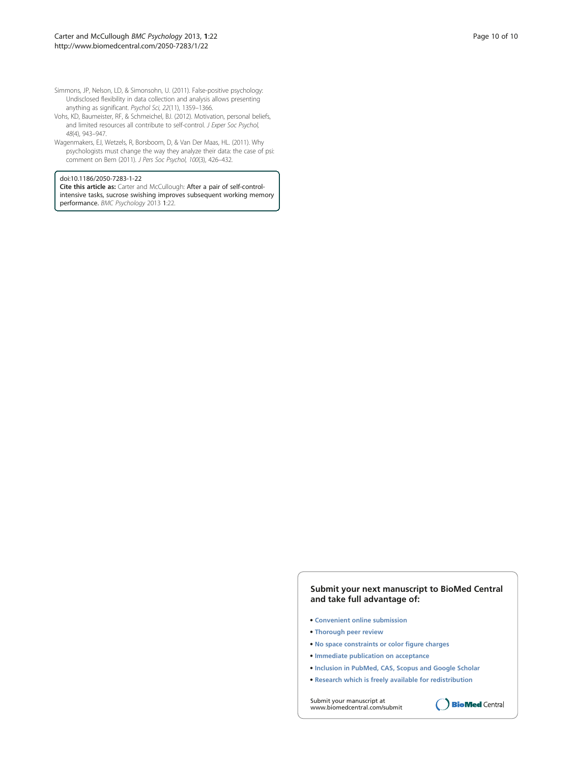Simmons, JP, Nelson, LD, & Simonsohn, U. (2011). False-positive psychology: Undisclosed flexibility in data collection and analysis allows presenting anything as significant. *Psychol Sci*, *22*(11), 1359–1366.

Vohs, KD, Baumeister, RF, & Schmeichel, BJ. (2012). Motivation, personal beliefs, and limited resources all contribute to self-control. *J Exper Soc Psychol*, *48*(4), 943–947.

Wagenmakers, EJ, Wetzels, R, Borsboom, D, & Van Der Maas, HL. (2011). Why psychologists must change the way they analyze their data: the case of psi: comment on Bem (2011). *J Pers Soc Psychol*, *100*(3), 426–432.

doi:10.1186/2050-7283-1-22

**Cite this article as:** Carter and McCullough: After a pair of self-control-intensive tasks, sucrose swishing improves subsequent working memory performance. *BMC Psychology* 2013 **1**:22.

**Submit your next manuscript to BioMed Central and take full advantage of:**

- **Convenient online submission**
- **Thorough peer review**
- **No space constraints or color figure charges**
- **Immediate publication on acceptance**
- **Inclusion in PubMed, CAS, Scopus and Google Scholar**
- **Research which is freely available for redistribution**

Submit your manuscript at www.biomedcentral.com/submit

**BioMed** Central